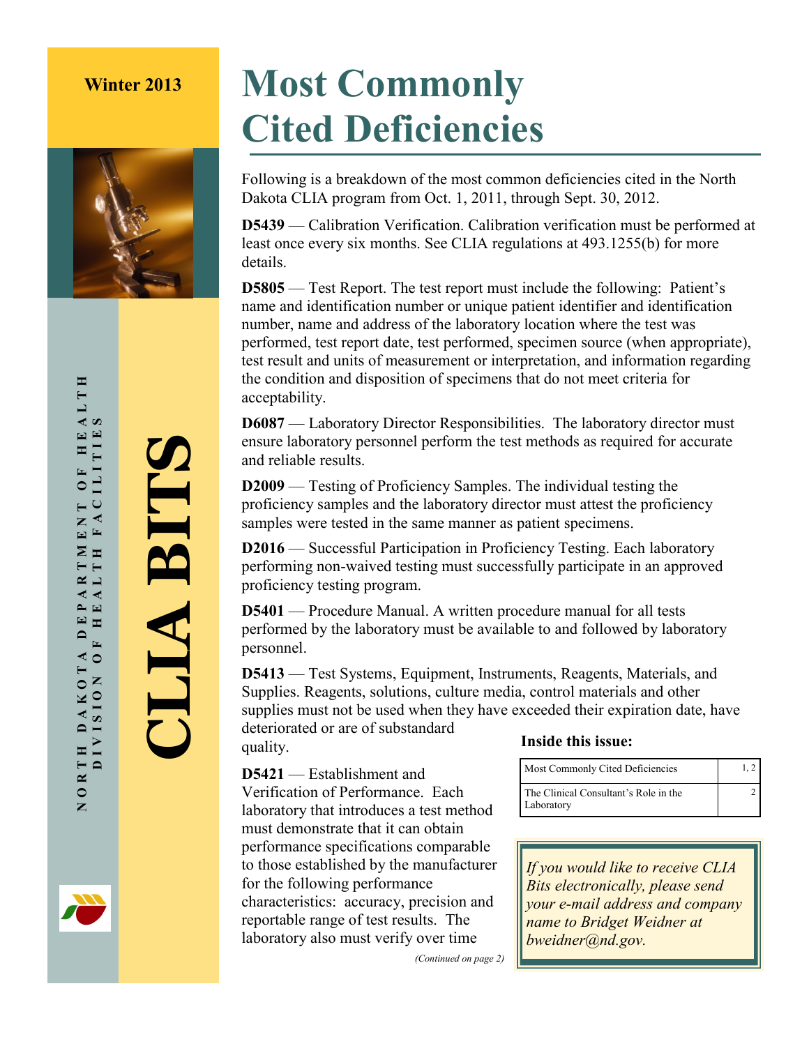Winter 2013

NORTH DAKOTA DEPARTMENT OF HEALTH
DIVISION OF HEALTH FACILITIES

# CLIA BITS

# Most Commonly Cited Deficiencies

Following is a breakdown of the most common deficiencies cited in the North Dakota CLIA program from Oct. 1, 2011, through Sept. 30, 2012.

**D5439** — Calibration Verification. Calibration verification must be performed at least once every six months. See CLIA regulations at 493.1255(b) for more details.

**D5805** — Test Report. The test report must include the following: Patient's name and identification number or unique patient identifier and identification number, name and address of the laboratory location where the test was performed, test report date, test performed, specimen source (when appropriate), test result and units of measurement or interpretation, and information regarding the condition and disposition of specimens that do not meet criteria for acceptability.

**D6087** — Laboratory Director Responsibilities. The laboratory director must ensure laboratory personnel perform the test methods as required for accurate and reliable results.

**D2009** — Testing of Proficiency Samples. The individual testing the proficiency samples and the laboratory director must attest the proficiency samples were tested in the same manner as patient specimens.

**D2016** — Successful Participation in Proficiency Testing. Each laboratory performing non-waived testing must successfully participate in an approved proficiency testing program.

**D5401** — Procedure Manual. A written procedure manual for all tests performed by the laboratory must be available to and followed by laboratory personnel.

**D5413** — Test Systems, Equipment, Instruments, Reagents, Materials, and Supplies. Reagents, solutions, culture media, control materials and other supplies must not be used when they have exceeded their expiration date, have deteriorated or are of substandard quality.

**D5421** — Establishment and Verification of Performance. Each laboratory that introduces a test method must demonstrate that it can obtain performance specifications comparable to those established by the manufacturer for the following performance characteristics: accuracy, precision and reportable range of test results. The laboratory also must verify over time

*(Continued on page 2)*

### Inside this issue:

| Article | Page |
|---|---|
| Most Commonly Cited Deficiencies | 1, 2 |
| The Clinical Consultant's Role in the Laboratory | 2 |

*If you would like to receive CLIA Bits electronically, please send your e-mail address and company name to Bridget Weidner at bweidner@nd.gov.*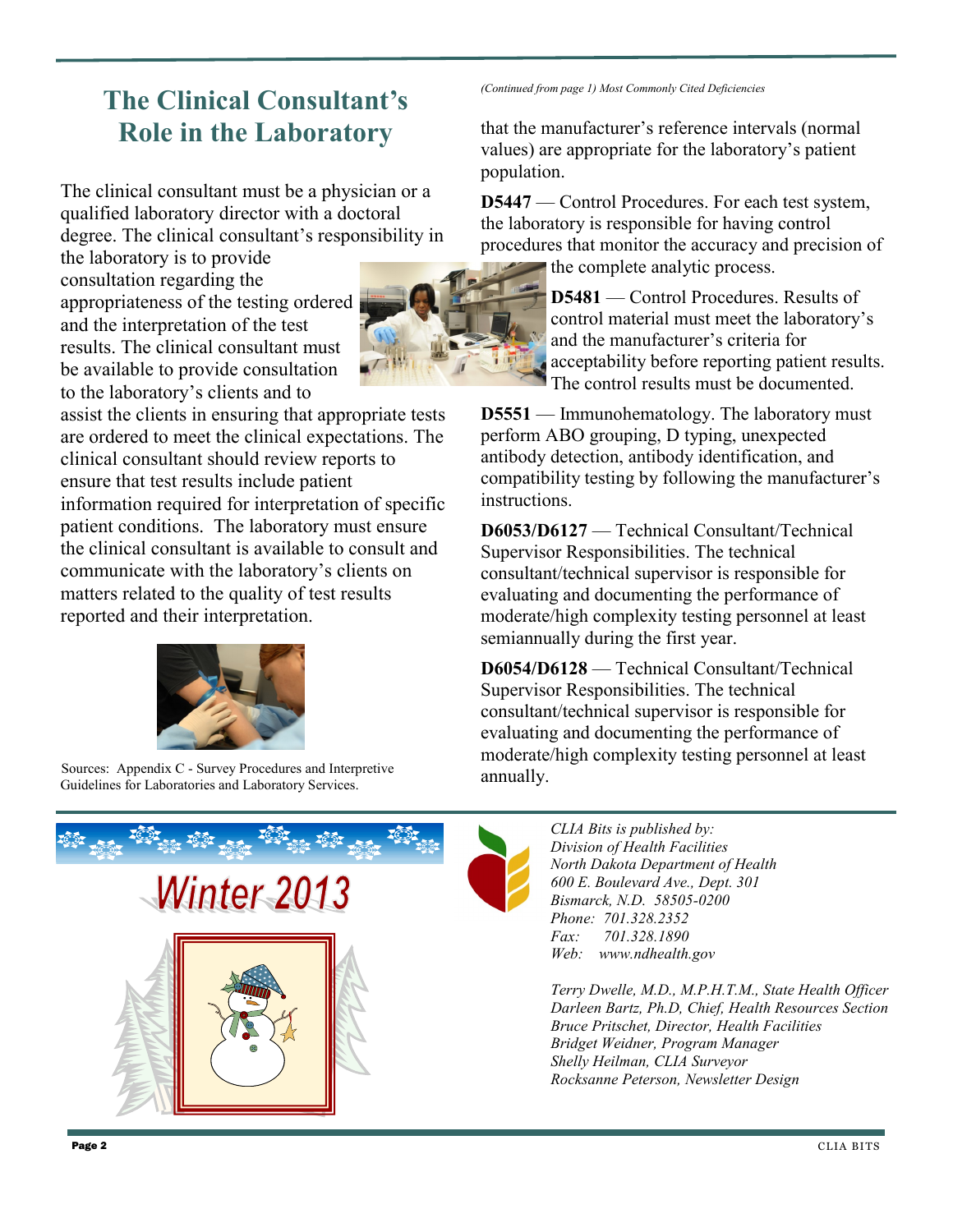## The Clinical Consultant's Role in the Laboratory

The clinical consultant must be a physician or a qualified laboratory director with a doctoral degree. The clinical consultant's responsibility in the laboratory is to provide consultation regarding the appropriateness of the testing ordered and the interpretation of the test results. The clinical consultant must be available to provide consultation to the laboratory's clients and to assist the clients in ensuring that appropriate tests are ordered to meet the clinical expectations. The clinical consultant should review reports to ensure that test results include patient information required for interpretation of specific patient conditions. The laboratory must ensure the clinical consultant is available to consult and communicate with the laboratory's clients on matters related to the quality of test results reported and their interpretation.

Sources: Appendix C - Survey Procedures and Interpretive Guidelines for Laboratories and Laboratory Services.

*(Continued from page 1) Most Commonly Cited Deficiencies*

that the manufacturer's reference intervals (normal values) are appropriate for the laboratory's patient population.

**D5447** — Control Procedures. For each test system, the laboratory is responsible for having control procedures that monitor the accuracy and precision of the complete analytic process.

**D5481** — Control Procedures. Results of control material must meet the laboratory's and the manufacturer's criteria for acceptability before reporting patient results. The control results must be documented.

**D5551** — Immunohematology. The laboratory must perform ABO grouping, D typing, unexpected antibody detection, antibody identification, and compatibility testing by following the manufacturer's instructions.

**D6053/D6127** — Technical Consultant/Technical Supervisor Responsibilities. The technical consultant/technical supervisor is responsible for evaluating and documenting the performance of moderate/high complexity testing personnel at least semiannually during the first year.

**D6054/D6128** — Technical Consultant/Technical Supervisor Responsibilities. The technical consultant/technical supervisor is responsible for evaluating and documenting the performance of moderate/high complexity testing personnel at least annually.

Winter 2013

*CLIA Bits is published by:*
*Division of Health Facilities*
*North Dakota Department of Health*
*600 E. Boulevard Ave., Dept. 301*
*Bismarck, N.D. 58505-0200*
*Phone: 701.328.2352*
*Fax: 701.328.1890*
*Web: www.ndhealth.gov*

*Terry Dwelle, M.D., M.P.H.T.M., State Health Officer*
*Darleen Bartz, Ph.D, Chief, Health Resources Section*
*Bruce Pritschet, Director, Health Facilities*
*Bridget Weidner, Program Manager*
*Shelly Heilman, CLIA Surveyor*
*Rocksanne Peterson, Newsletter Design*